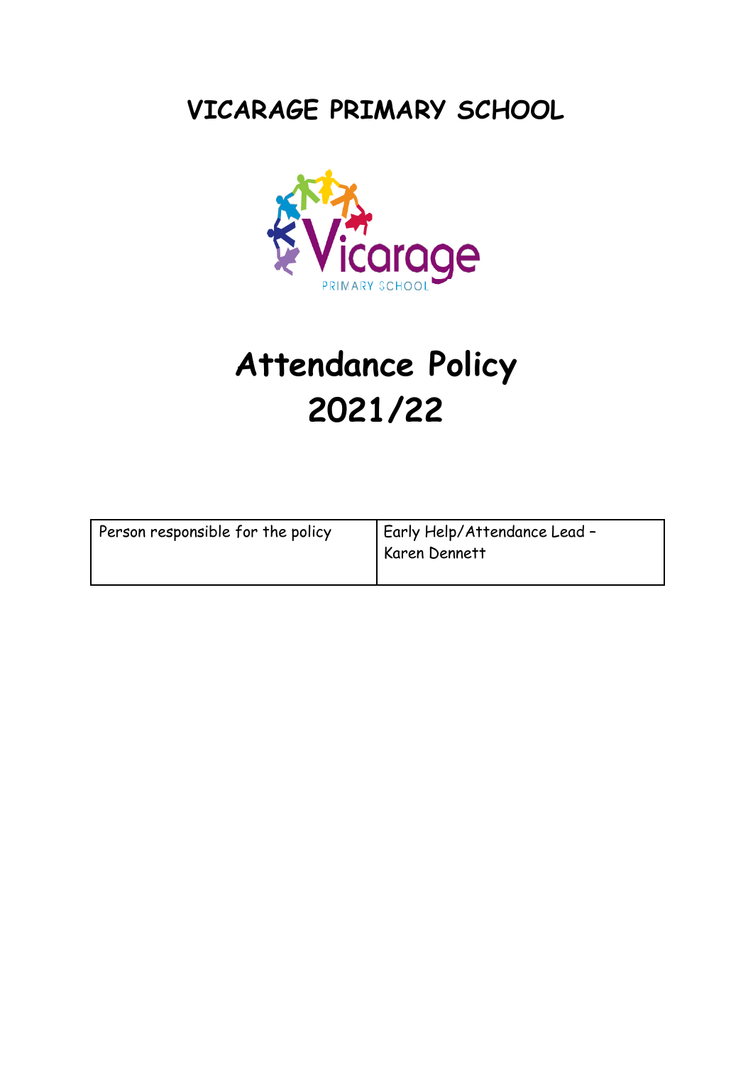# VICARAGE PRIMARY SCHOOL

# Attendance Policy 2021/22

| Person responsible for the policy | Early Help/Attendance Lead – Karen Dennett |
|---|---|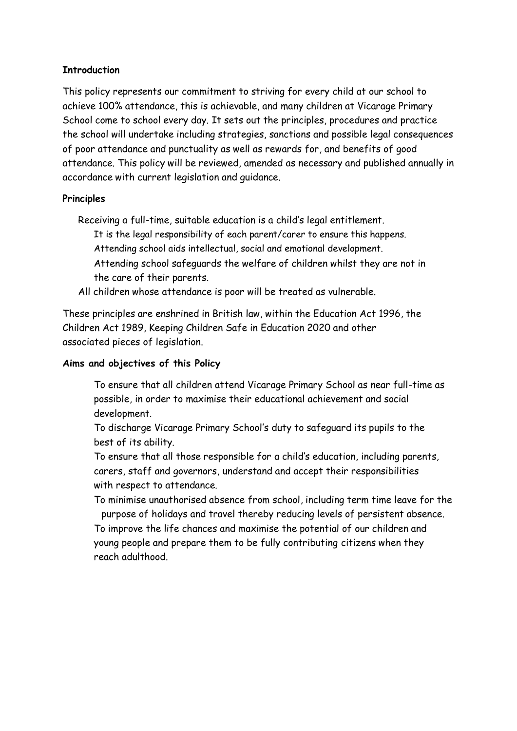**Introduction**

This policy represents our commitment to striving for every child at our school to achieve 100% attendance, this is achievable, and many children at Vicarage Primary School come to school every day. It sets out the principles, procedures and practice the school will undertake including strategies, sanctions and possible legal consequences of poor attendance and punctuality as well as rewards for, and benefits of good attendance. This policy will be reviewed, amended as necessary and published annually in accordance with current legislation and guidance.

**Principles**

- Receiving a full-time, suitable education is a child's legal entitlement.
- It is the legal responsibility of each parent/carer to ensure this happens.
- Attending school aids intellectual, social and emotional development.
- Attending school safeguards the welfare of children whilst they are not in the care of their parents.
- All children whose attendance is poor will be treated as vulnerable.

These principles are enshrined in British law, within the Education Act 1996, the Children Act 1989, Keeping Children Safe in Education 2020 and other associated pieces of legislation.

**Aims and objectives of this Policy**

- To ensure that all children attend Vicarage Primary School as near full-time as possible, in order to maximise their educational achievement and social development.
- To discharge Vicarage Primary School's duty to safeguard its pupils to the best of its ability.
- To ensure that all those responsible for a child's education, including parents, carers, staff and governors, understand and accept their responsibilities with respect to attendance.
- To minimise unauthorised absence from school, including term time leave for the purpose of holidays and travel thereby reducing levels of persistent absence.
- To improve the life chances and maximise the potential of our children and young people and prepare them to be fully contributing citizens when they reach adulthood.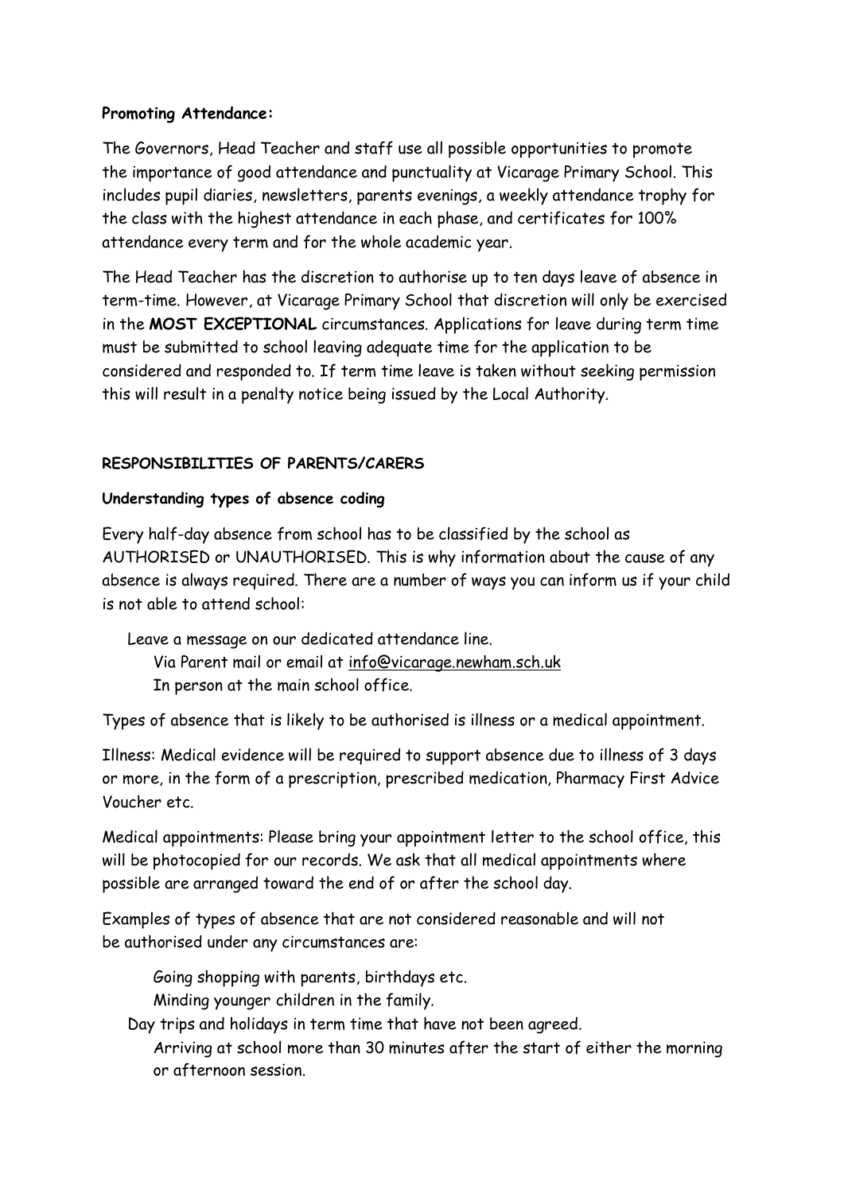**Promoting Attendance:**

The Governors, Head Teacher and staff use all possible opportunities to promote the importance of good attendance and punctuality at Vicarage Primary School. This includes pupil diaries, newsletters, parents evenings, a weekly attendance trophy for the class with the highest attendance in each phase, and certificates for 100% attendance every term and for the whole academic year.

The Head Teacher has the discretion to authorise up to ten days leave of absence in term-time. However, at Vicarage Primary School that discretion will only be exercised in the **MOST EXCEPTIONAL** circumstances. Applications for leave during term time must be submitted to school leaving adequate time for the application to be considered and responded to. If term time leave is taken without seeking permission this will result in a penalty notice being issued by the Local Authority.

**RESPONSIBILITIES OF PARENTS/CARERS**

**Understanding types of absence coding**

Every half-day absence from school has to be classified by the school as AUTHORISED or UNAUTHORISED. This is why information about the cause of any absence is always required. There are a number of ways you can inform us if your child is not able to attend school:

- Leave a message on our dedicated attendance line.
- Via Parent mail or email at info@vicarage.newham.sch.uk
- In person at the main school office.

Types of absence that is likely to be authorised is illness or a medical appointment.

Illness: Medical evidence will be required to support absence due to illness of 3 days or more, in the form of a prescription, prescribed medication, Pharmacy First Advice Voucher etc.

Medical appointments: Please bring your appointment letter to the school office, this will be photocopied for our records. We ask that all medical appointments where possible are arranged toward the end of or after the school day.

Examples of types of absence that are not considered reasonable and will not be authorised under any circumstances are:

- Going shopping with parents, birthdays etc.
- Minding younger children in the family.
- Day trips and holidays in term time that have not been agreed.
- Arriving at school more than 30 minutes after the start of either the morning or afternoon session.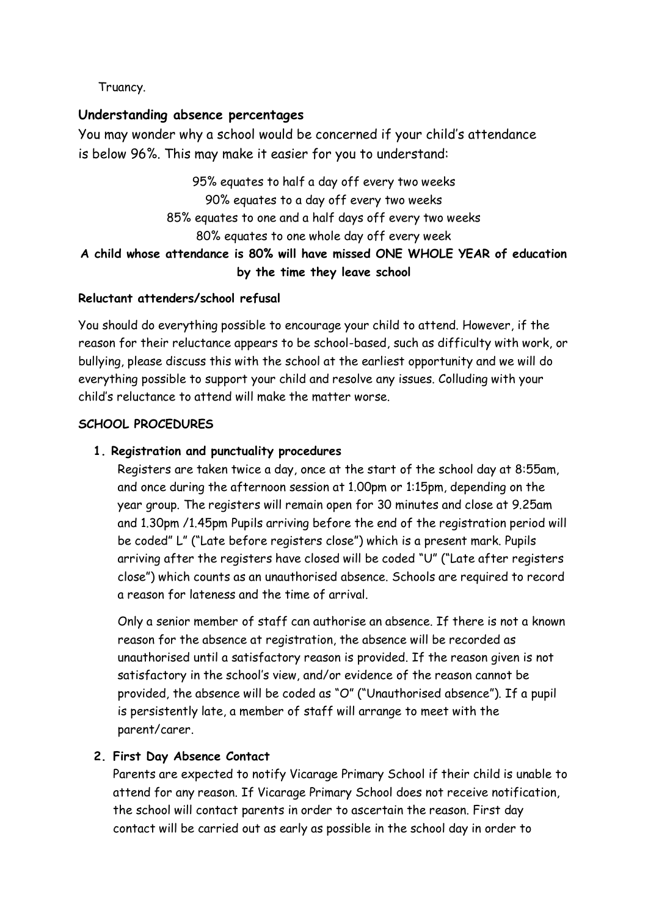Truancy.

## Understanding absence percentages

You may wonder why a school would be concerned if your child's attendance is below 96%. This may make it easier for you to understand:

95% equates to half a day off every two weeks
90% equates to a day off every two weeks
85% equates to one and a half days off every two weeks
80% equates to one whole day off every week

**A child whose attendance is 80% will have missed ONE WHOLE YEAR of education by the time they leave school**

### Reluctant attenders/school refusal

You should do everything possible to encourage your child to attend. However, if the reason for their reluctance appears to be school-based, such as difficulty with work, or bullying, please discuss this with the school at the earliest opportunity and we will do everything possible to support your child and resolve any issues. Colluding with your child's reluctance to attend will make the matter worse.

### SCHOOL PROCEDURES

1. **Registration and punctuality procedures**

   Registers are taken twice a day, once at the start of the school day at 8:55am, and once during the afternoon session at 1.00pm or 1:15pm, depending on the year group. The registers will remain open for 30 minutes and close at 9.25am and 1.30pm /1.45pm Pupils arriving before the end of the registration period will be coded" L" ("Late before registers close") which is a present mark. Pupils arriving after the registers have closed will be coded "U" ("Late after registers close") which counts as an unauthorised absence. Schools are required to record a reason for lateness and the time of arrival.

   Only a senior member of staff can authorise an absence. If there is not a known reason for the absence at registration, the absence will be recorded as unauthorised until a satisfactory reason is provided. If the reason given is not satisfactory in the school's view, and/or evidence of the reason cannot be provided, the absence will be coded as "O" ("Unauthorised absence"). If a pupil is persistently late, a member of staff will arrange to meet with the parent/carer.

2. **First Day Absence Contact**

   Parents are expected to notify Vicarage Primary School if their child is unable to attend for any reason. If Vicarage Primary School does not receive notification, the school will contact parents in order to ascertain the reason. First day contact will be carried out as early as possible in the school day in order to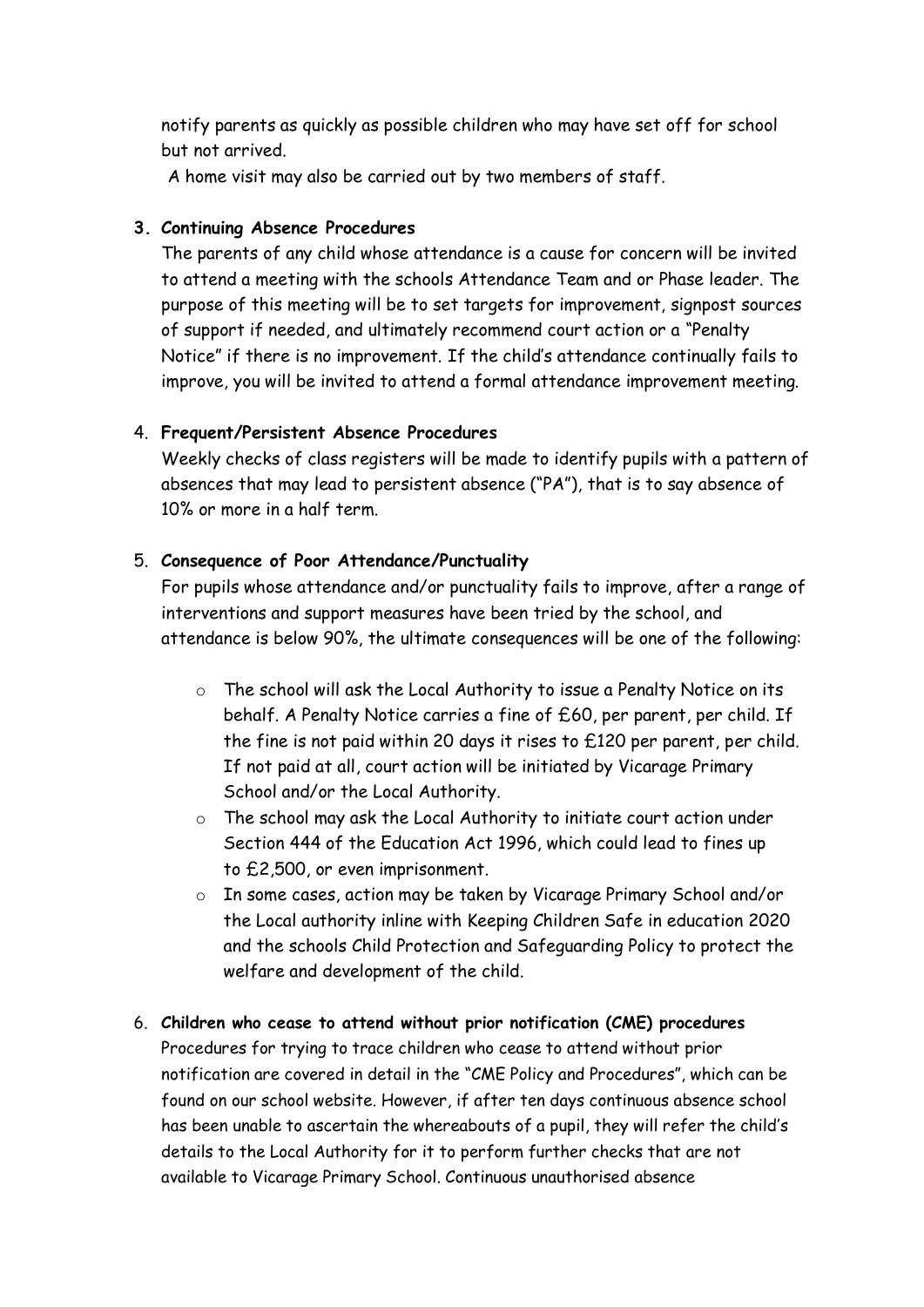notify parents as quickly as possible children who may have set off for school but not arrived.

A home visit may also be carried out by two members of staff.

3. **Continuing Absence Procedures**

The parents of any child whose attendance is a cause for concern will be invited to attend a meeting with the schools Attendance Team and or Phase leader. The purpose of this meeting will be to set targets for improvement, signpost sources of support if needed, and ultimately recommend court action or a "Penalty Notice" if there is no improvement. If the child's attendance continually fails to improve, you will be invited to attend a formal attendance improvement meeting.

4. **Frequent/Persistent Absence Procedures**

Weekly checks of class registers will be made to identify pupils with a pattern of absences that may lead to persistent absence ("PA"), that is to say absence of 10% or more in a half term.

5. **Consequence of Poor Attendance/Punctuality**

For pupils whose attendance and/or punctuality fails to improve, after a range of interventions and support measures have been tried by the school, and attendance is below 90%, the ultimate consequences will be one of the following:

- The school will ask the Local Authority to issue a Penalty Notice on its behalf. A Penalty Notice carries a fine of £60, per parent, per child. If the fine is not paid within 20 days it rises to £120 per parent, per child. If not paid at all, court action will be initiated by Vicarage Primary School and/or the Local Authority.
- The school may ask the Local Authority to initiate court action under Section 444 of the Education Act 1996, which could lead to fines up to £2,500, or even imprisonment.
- In some cases, action may be taken by Vicarage Primary School and/or the Local authority inline with Keeping Children Safe in education 2020 and the schools Child Protection and Safeguarding Policy to protect the welfare and development of the child.

6. **Children who cease to attend without prior notification (CME) procedures**

Procedures for trying to trace children who cease to attend without prior notification are covered in detail in the "CME Policy and Procedures", which can be found on our school website. However, if after ten days continuous absence school has been unable to ascertain the whereabouts of a pupil, they will refer the child's details to the Local Authority for it to perform further checks that are not available to Vicarage Primary School. Continuous unauthorised absence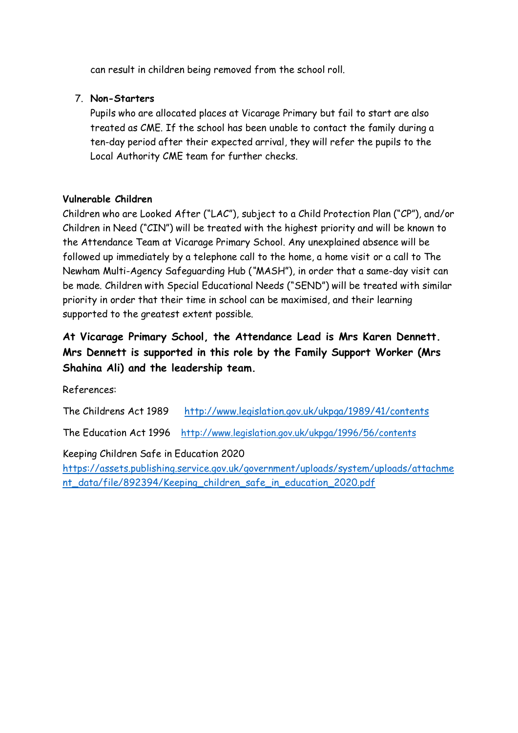can result in children being removed from the school roll.

7. **Non-Starters**
   Pupils who are allocated places at Vicarage Primary but fail to start are also treated as CME. If the school has been unable to contact the family during a ten-day period after their expected arrival, they will refer the pupils to the Local Authority CME team for further checks.

**Vulnerable Children**

Children who are Looked After ("LAC"), subject to a Child Protection Plan ("CP"), and/or Children in Need ("CIN") will be treated with the highest priority and will be known to the Attendance Team at Vicarage Primary School. Any unexplained absence will be followed up immediately by a telephone call to the home, a home visit or a call to The Newham Multi-Agency Safeguarding Hub ("MASH"), in order that a same-day visit can be made. Children with Special Educational Needs ("SEND") will be treated with similar priority in order that their time in school can be maximised, and their learning supported to the greatest extent possible.

**At Vicarage Primary School, the Attendance Lead is Mrs Karen Dennett. Mrs Dennett is supported in this role by the Family Support Worker (Mrs Shahina Ali) and the leadership team.**

References:

The Childrens Act 1989 http://www.legislation.gov.uk/ukpga/1989/41/contents

The Education Act 1996 http://www.legislation.gov.uk/ukpga/1996/56/contents

Keeping Children Safe in Education 2020
https://assets.publishing.service.gov.uk/government/uploads/system/uploads/attachment_data/file/892394/Keeping_children_safe_in_education_2020.pdf